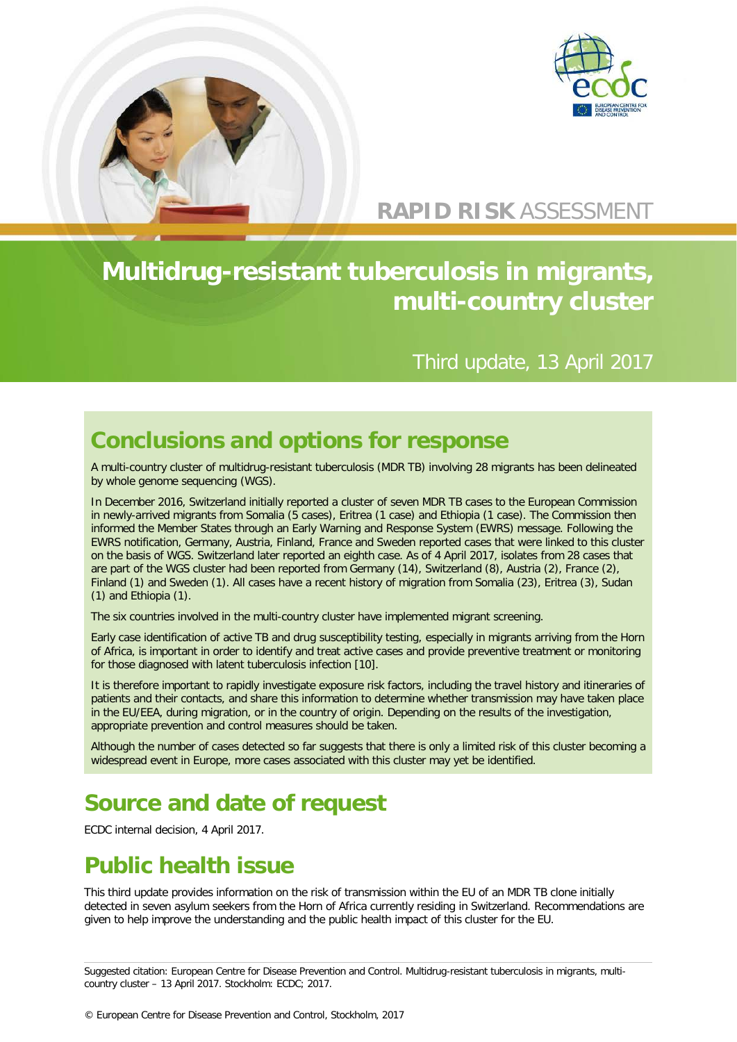RAPID RISK ASSESSMENT

# Multidrug-resistant tuberculosis in migrants, multi-country cluster

Third update, 13 April 2017

## Conclusions and options for response

A multi-country cluster of multidrug-resistant tuberculosis (MDR TB) involving 28 migrants has been delineated by whole genome sequencing (WGS).

In December 2016, Switzerland initially reported a cluster of seven MDR TB cases to the European Commission in newly-arrived migrants from Somalia (5 cases), Eritrea (1 case) and Ethiopia (1 case). The Commission then informed the Member States through an Early Warning and Response System (EWRS) message. Following the EWRS notification, Germany, Austria, Finland, France and Sweden reported cases that were linked to this cluster on the basis of WGS. Switzerland later reported an eighth case. As of 4 April 2017, isolates from 28 cases that are part of the WGS cluster had been reported from Germany (14), Switzerland (8), Austria (2), France (2), Finland (1) and Sweden (1). All cases have a recent history of migration from Somalia (23), Eritrea (3), Sudan (1) and Ethiopia (1).

The six countries involved in the multi-country cluster have implemented migrant screening.

Early case identification of active TB and drug susceptibility testing, especially in migrants arriving from the Horn of Africa, is important in order to identify and treat active cases and provide preventive treatment or monitoring for those diagnosed with latent tuberculosis infection [10].

It is therefore important to rapidly investigate exposure risk factors, including the travel history and itineraries of patients and their contacts, and share this information to determine whether transmission may have taken place in the EU/EEA, during migration, or in the country of origin. Depending on the results of the investigation, appropriate prevention and control measures should be taken.

Although the number of cases detected so far suggests that there is only a limited risk of this cluster becoming a widespread event in Europe, more cases associated with this cluster may yet be identified.

## Source and date of request

ECDC internal decision, 4 April 2017.

## Public health issue

This third update provides information on the risk of transmission within the EU of an MDR TB clone initially detected in seven asylum seekers from the Horn of Africa currently residing in Switzerland. Recommendations are given to help improve the understanding and the public health impact of this cluster for the EU.

Suggested citation: European Centre for Disease Prevention and Control. Multidrug-resistant tuberculosis in migrants, multi-country cluster – 13 April 2017. Stockholm: ECDC; 2017.

© European Centre for Disease Prevention and Control, Stockholm, 2017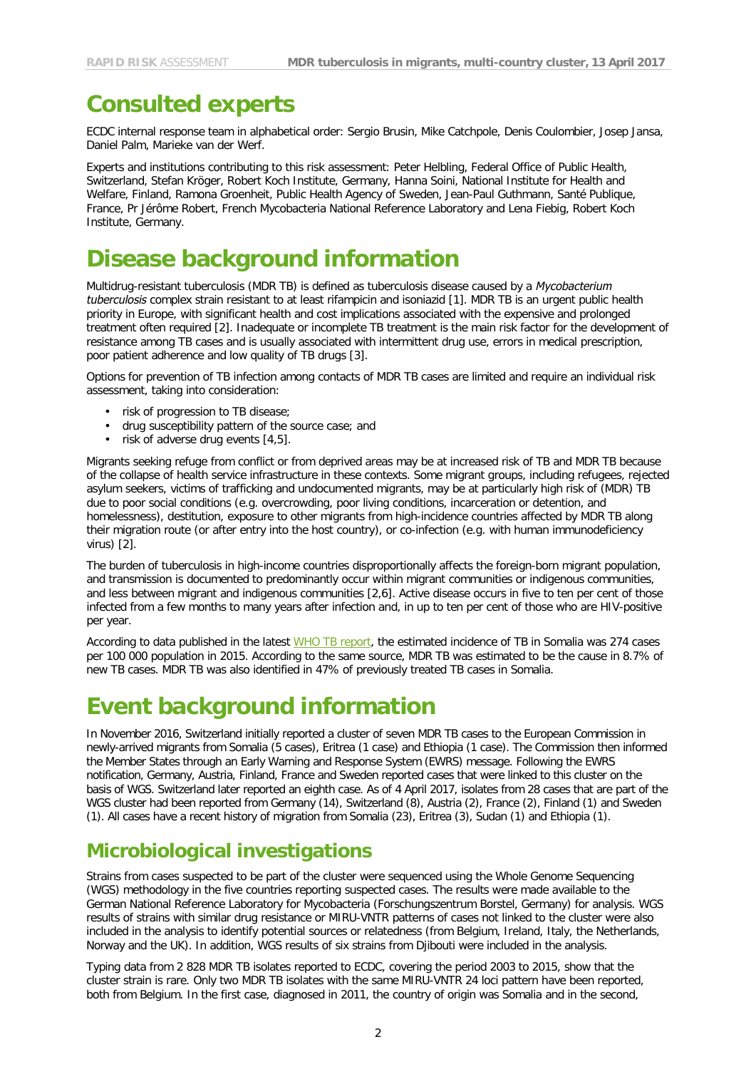# Consulted experts

ECDC internal response team in alphabetical order: Sergio Brusin, Mike Catchpole, Denis Coulombier, Josep Jansa, Daniel Palm, Marieke van der Werf.

Experts and institutions contributing to this risk assessment: Peter Helbling, Federal Office of Public Health, Switzerland, Stefan Kröger, Robert Koch Institute, Germany, Hanna Soini, National Institute for Health and Welfare, Finland, Ramona Groenheit, Public Health Agency of Sweden, Jean-Paul Guthmann, Santé Publique, France, Pr Jérôme Robert, French Mycobacteria National Reference Laboratory and Lena Fiebig, Robert Koch Institute, Germany.

# Disease background information

Multidrug-resistant tuberculosis (MDR TB) is defined as tuberculosis disease caused by a *Mycobacterium tuberculosis* complex strain resistant to at least rifampicin and isoniazid [1]. MDR TB is an urgent public health priority in Europe, with significant health and cost implications associated with the expensive and prolonged treatment often required [2]. Inadequate or incomplete TB treatment is the main risk factor for the development of resistance among TB cases and is usually associated with intermittent drug use, errors in medical prescription, poor patient adherence and low quality of TB drugs [3].

Options for prevention of TB infection among contacts of MDR TB cases are limited and require an individual risk assessment, taking into consideration:

- risk of progression to TB disease;
- drug susceptibility pattern of the source case; and
- risk of adverse drug events [4,5].

Migrants seeking refuge from conflict or from deprived areas may be at increased risk of TB and MDR TB because of the collapse of health service infrastructure in these contexts. Some migrant groups, including refugees, rejected asylum seekers, victims of trafficking and undocumented migrants, may be at particularly high risk of (MDR) TB due to poor social conditions (e.g. overcrowding, poor living conditions, incarceration or detention, and homelessness), destitution, exposure to other migrants from high-incidence countries affected by MDR TB along their migration route (or after entry into the host country), or co-infection (e.g. with human immunodeficiency virus) [2].

The burden of tuberculosis in high-income countries disproportionally affects the foreign-born migrant population, and transmission is documented to predominantly occur within migrant communities or indigenous communities, and less between migrant and indigenous communities [2,6]. Active disease occurs in five to ten per cent of those infected from a few months to many years after infection and, in up to ten per cent of those who are HIV-positive per year.

According to data published in the latest WHO TB report, the estimated incidence of TB in Somalia was 274 cases per 100 000 population in 2015. According to the same source, MDR TB was estimated to be the cause in 8.7% of new TB cases. MDR TB was also identified in 47% of previously treated TB cases in Somalia.

# Event background information

In November 2016, Switzerland initially reported a cluster of seven MDR TB cases to the European Commission in newly-arrived migrants from Somalia (5 cases), Eritrea (1 case) and Ethiopia (1 case). The Commission then informed the Member States through an Early Warning and Response System (EWRS) message. Following the EWRS notification, Germany, Austria, Finland, France and Sweden reported cases that were linked to this cluster on the basis of WGS. Switzerland later reported an eighth case. As of 4 April 2017, isolates from 28 cases that are part of the WGS cluster had been reported from Germany (14), Switzerland (8), Austria (2), France (2), Finland (1) and Sweden (1). All cases have a recent history of migration from Somalia (23), Eritrea (3), Sudan (1) and Ethiopia (1).

## Microbiological investigations

Strains from cases suspected to be part of the cluster were sequenced using the Whole Genome Sequencing (WGS) methodology in the five countries reporting suspected cases. The results were made available to the German National Reference Laboratory for Mycobacteria (Forschungszentrum Borstel, Germany) for analysis. WGS results of strains with similar drug resistance or MIRU-VNTR patterns of cases not linked to the cluster were also included in the analysis to identify potential sources or relatedness (from Belgium, Ireland, Italy, the Netherlands, Norway and the UK). In addition, WGS results of six strains from Djibouti were included in the analysis.

Typing data from 2 828 MDR TB isolates reported to ECDC, covering the period 2003 to 2015, show that the cluster strain is rare. Only two MDR TB isolates with the same MIRU-VNTR 24 loci pattern have been reported, both from Belgium. In the first case, diagnosed in 2011, the country of origin was Somalia and in the second,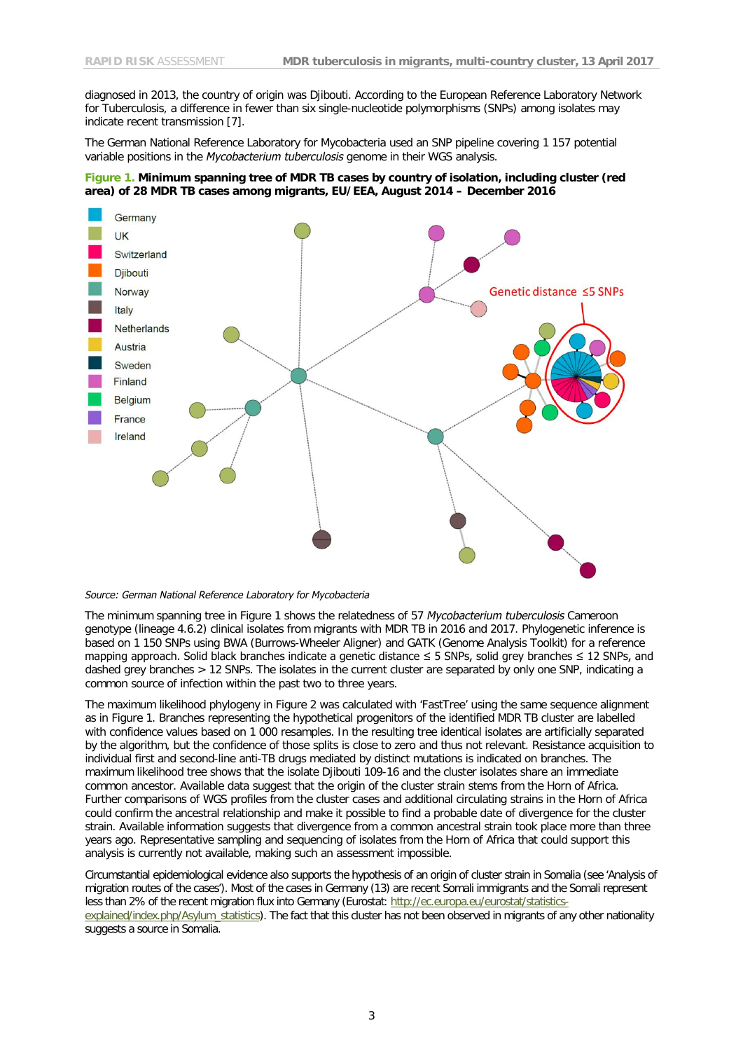diagnosed in 2013, the country of origin was Djibouti. According to the European Reference Laboratory Network for Tuberculosis, a difference in fewer than six single-nucleotide polymorphisms (SNPs) among isolates may indicate recent transmission [7].

The German National Reference Laboratory for Mycobacteria used an SNP pipeline covering 1 157 potential variable positions in the *Mycobacterium tuberculosis* genome in their WGS analysis.

**Figure 1. Minimum spanning tree of MDR TB cases by country of isolation, including cluster (red area) of 28 MDR TB cases among migrants, EU/EEA, August 2014 – December 2016**

*Source: German National Reference Laboratory for Mycobacteria*

The minimum spanning tree in Figure 1 shows the relatedness of 57 *Mycobacterium tuberculosis* Cameroon genotype (lineage 4.6.2) clinical isolates from migrants with MDR TB in 2016 and 2017. Phylogenetic inference is based on 1 150 SNPs using BWA (Burrows-Wheeler Aligner) and GATK (Genome Analysis Toolkit) for a reference mapping approach. Solid black branches indicate a genetic distance ≤ 5 SNPs, solid grey branches ≤ 12 SNPs, and dashed grey branches > 12 SNPs. The isolates in the current cluster are separated by only one SNP, indicating a common source of infection within the past two to three years.

The maximum likelihood phylogeny in Figure 2 was calculated with 'FastTree' using the same sequence alignment as in Figure 1. Branches representing the hypothetical progenitors of the identified MDR TB cluster are labelled with confidence values based on 1 000 resamples. In the resulting tree identical isolates are artificially separated by the algorithm, but the confidence of those splits is close to zero and thus not relevant. Resistance acquisition to individual first and second-line anti-TB drugs mediated by distinct mutations is indicated on branches. The maximum likelihood tree shows that the isolate Djibouti 109-16 and the cluster isolates share an immediate common ancestor. Available data suggest that the origin of the cluster strain stems from the Horn of Africa. Further comparisons of WGS profiles from the cluster cases and additional circulating strains in the Horn of Africa could confirm the ancestral relationship and make it possible to find a probable date of divergence for the cluster strain. Available information suggests that divergence from a common ancestral strain took place more than three years ago. Representative sampling and sequencing of isolates from the Horn of Africa that could support this analysis is currently not available, making such an assessment impossible.

Circumstantial epidemiological evidence also supports the hypothesis of an origin of cluster strain in Somalia (see 'Analysis of migration routes of the cases'). Most of the cases in Germany (13) are recent Somali immigrants and the Somali represent less than 2% of the recent migration flux into Germany (Eurostat: [http://ec.europa.eu/eurostat/statistics-explained/index.php/Asylum_statistics](http://ec.europa.eu/eurostat/statistics-explained/index.php/Asylum_statistics)). The fact that this cluster has not been observed in migrants of any other nationality suggests a source in Somalia.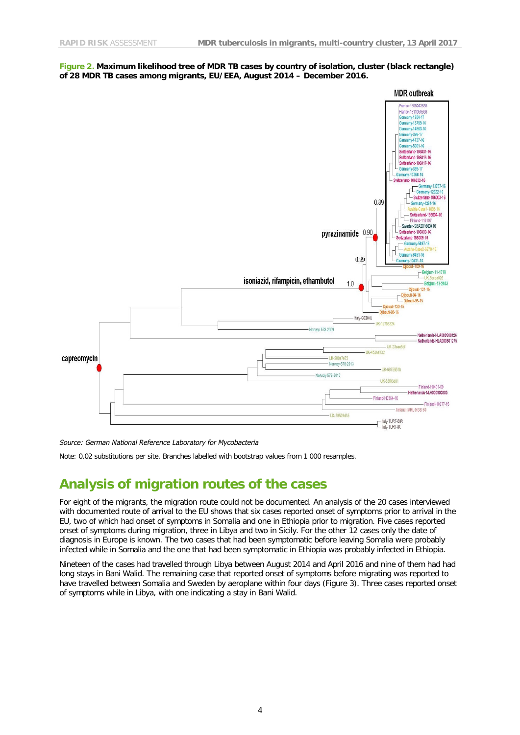**Figure 2. Maximum likelihood tree of MDR TB cases by country of isolation, cluster (black rectangle) of 28 MDR TB cases among migrants, EU/EEA, August 2014 – December 2016.**

*Source: German National Reference Laboratory for Mycobacteria*

Note: 0.02 substitutions per site. Branches labelled with bootstrap values from 1 000 resamples.

## Analysis of migration routes of the cases

For eight of the migrants, the migration route could not be documented. An analysis of the 20 cases interviewed with documented route of arrival to the EU shows that six cases reported onset of symptoms prior to arrival in the EU, two of which had onset of symptoms in Somalia and one in Ethiopia prior to migration. Five cases reported onset of symptoms during migration, three in Libya and two in Sicily. For the other 12 cases only the date of diagnosis in Europe is known. The two cases that had been symptomatic before leaving Somalia were probably infected while in Somalia and the one that had been symptomatic in Ethiopia was probably infected in Ethiopia.

Nineteen of the cases had travelled through Libya between August 2014 and April 2016 and nine of them had had long stays in Bani Walid. The remaining case that reported onset of symptoms before migrating was reported to have travelled between Somalia and Sweden by aeroplane within four days (Figure 3). Three cases reported onset of symptoms while in Libya, with one indicating a stay in Bani Walid.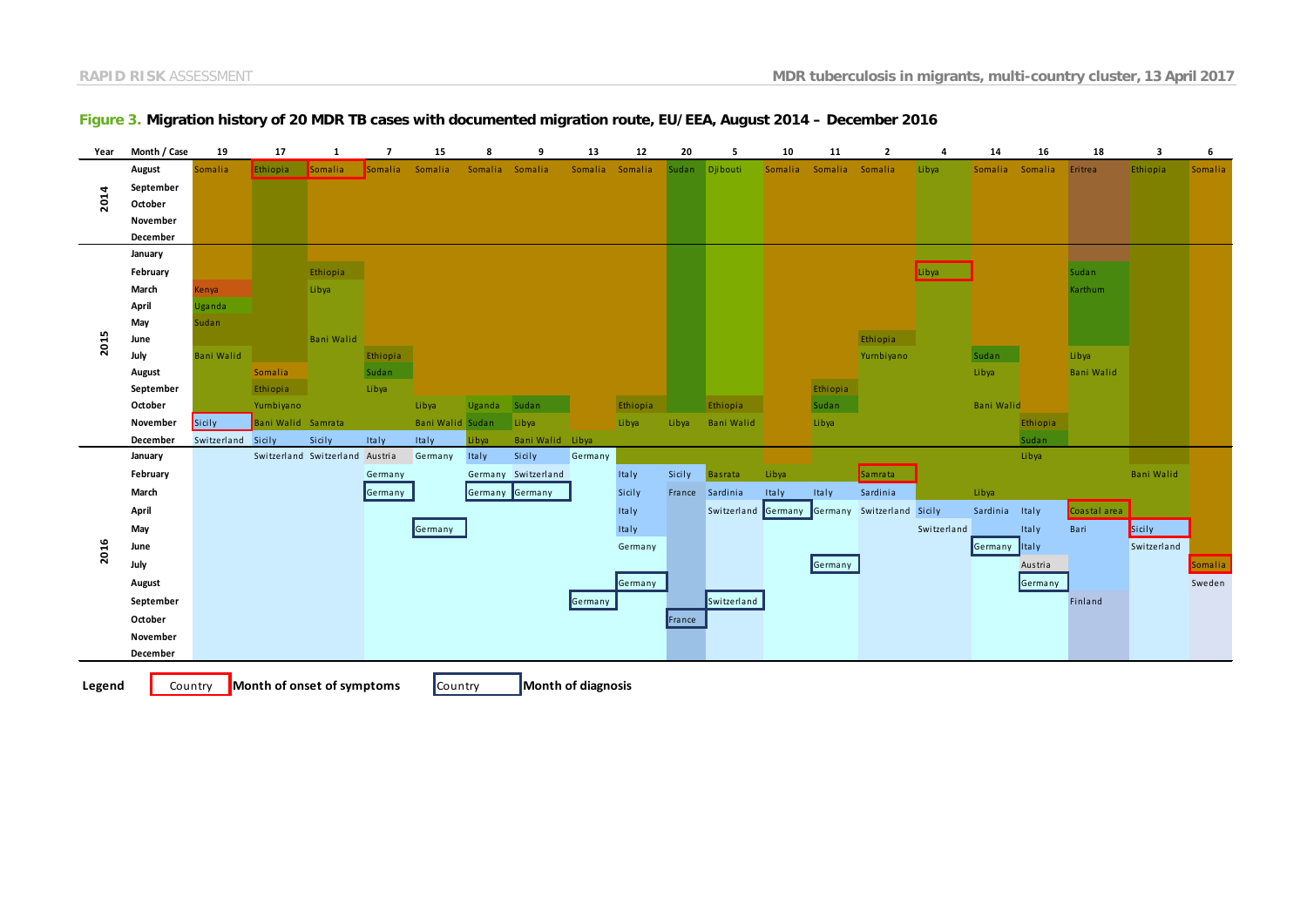## Figure 3. Migration history of 20 MDR TB cases with documented migration route, EU/EEA, August 2014 – December 2016

| Year | Month / Case | 19 | 17 | 1 | 7 | 15 | 8 | 9 | 13 | 12 | 20 | 5 | 10 | 11 | 2 | 4 | 14 | 16 | 18 | 3 | 6 |
|---|---|---|---|---|---|---|---|---|---|---|---|---|---|---|---|---|---|---|---|---|---|
| 2014 | August | Somalia | **Ethiopia** | **Somalia** | Somalia | Somalia | Somalia | Somalia | Somalia | Somalia | Sudan | Djibouti | Somalia | Somalia | Somalia | Libya | Somalia | Somalia | Eritrea | Ethiopia | Somalia |
| | September | | | | | | | | | | | | | | | | | | | | |
| | October | | | | | | | | | | | | | | | | | | | | |
| | November | | | | | | | | | | | | | | | | | | | | |
| | December | | | | | | | | | | | | | | | | | | | | |
| 2015 | January | | | | | | | | | | | | | | | | | | | | |
| | February | | | Ethiopia | | | | | | | | | | | | **Libya** | | | Sudan | | |
| | March | Kenya | | Libya | | | | | | | | | | | | | | | Karthum | | |
| | April | Uganda | | | | | | | | | | | | | | | | | | | |
| | May | Sudan | | | | | | | | | | | | | | | | | | | |
| | June | | | Bani Walid | | | | | | | | | | | Ethiopia | | | | | | |
| | July | Bani Walid | | | Ethiopia | | | | | | | | | | Yurnbiyano | | Sudan | | Libya | | |
| | August | | Somalia | | Sudan | | | | | | | | | | | | Libya | | Bani Walid | | |
| | September | | Ethiopia | | Libya | | | | | | | | | Ethiopia | | | | | | | |
| | October | | Yurnbiyano | | | Libya | Uganda | Sudan | | Ethiopia | | Ethiopia | | Sudan | | | Bani Walid | | | | |
| | November | **Sicily** | Bani Walid | Samrata | | Bani Walid | Sudan | Libya | | Libya | Libya | Bani Walid | | Libya | | | | Ethiopia | | | |
| | December | Switzerland | Sicily | Sicily | Italy | Italy | Libya | Bani Walid | Libya | | | | | | | | | Sudan | | | |
| 2016 | January | | Switzerland | Switzerland | Austria | Germany | Italy | Sicily | Germany | | | | | | | | | Libya | | | |
| | February | | | | Germany | | Germany | Switzerland | | Italy | Sicily | Basrata | Libya | | **Samrata** | | | | | Bani Walid | |
| | March | | | | _Germany_ | | _Germany_ | _Germany_ | | Sicily | France | Sardinia | Italy | Italy | Sardinia | | Libya | | | | |
| | April | | | | | | | | | Italy | | Switzerland | _Germany_ | Germany | Switzerland | Sicily | Sardinia | Italy | **Coastal area** | | |
| | May | | | | | _Germany_ | | | | Italy | | | | | | Switzerland | | Italy | Bari | **Sicily** | |
| | June | | | | | | | | | Germany | | | | | | | _Germany_ | Italy | | Switzerland | |
| | July | | | | | | | | | | | | | _Germany_ | | | | Austria | | | **Somalia** |
| | August | | | | | | | | | _Germany_ | | | | | | | | _Germany_ | | | Sweden |
| | September | | | | | | | | _Germany_ | | | _Switzerland_ | | | | | | | Finland | | |
| | October | | | | | | | | | | _France_ | | | | | | | | | | |
| | November | | | | | | | | | | | | | | | | | | | | |
| | December | | | | | | | | | | | | | | | | | | | | |

Legend: **Country** Month of onset of symptoms; _Country_ Month of diagnosis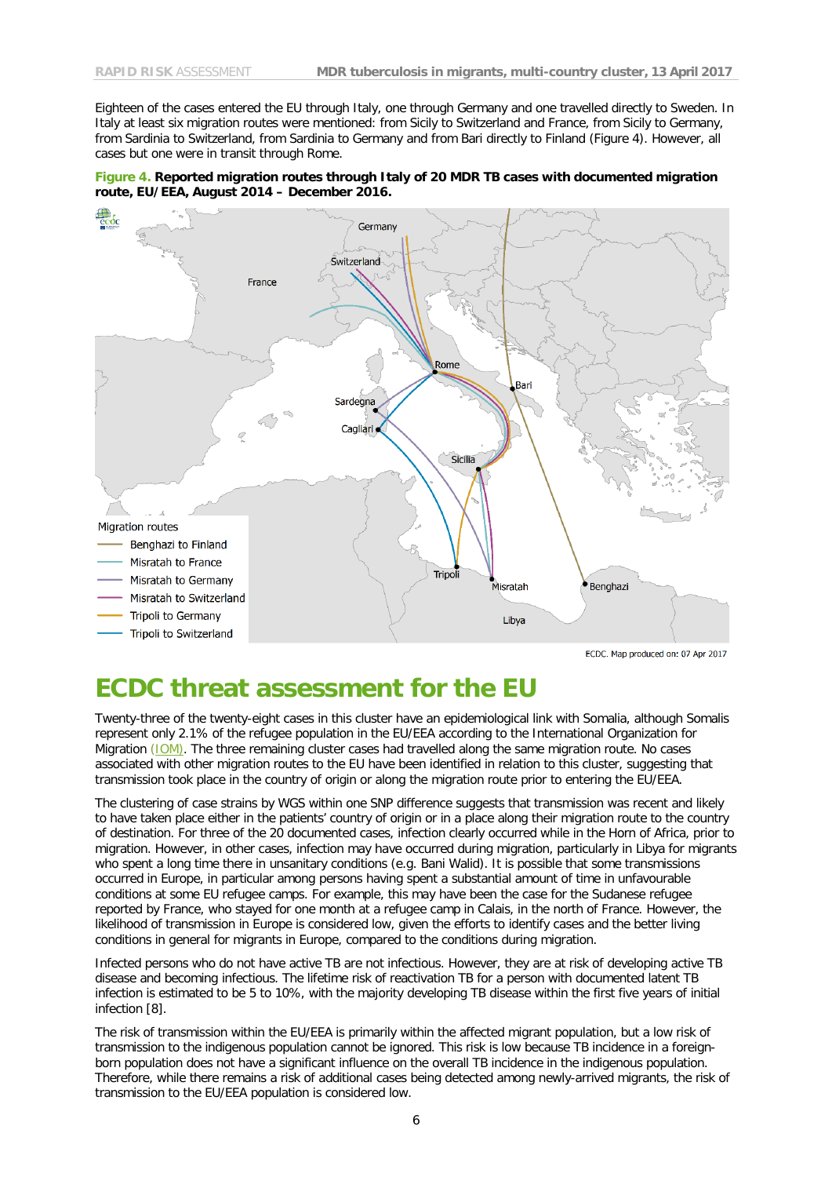Eighteen of the cases entered the EU through Italy, one through Germany and one travelled directly to Sweden. In Italy at least six migration routes were mentioned: from Sicily to Switzerland and France, from Sicily to Germany, from Sardinia to Switzerland, from Sardinia to Germany and from Bari directly to Finland (Figure 4). However, all cases but one were in transit through Rome.

**Figure 4. Reported migration routes through Italy of 20 MDR TB cases with documented migration route, EU/EEA, August 2014 – December 2016.**

# ECDC threat assessment for the EU

Twenty-three of the twenty-eight cases in this cluster have an epidemiological link with Somalia, although Somalis represent only 2.1% of the refugee population in the EU/EEA according to the International Organization for Migration (IOM). The three remaining cluster cases had travelled along the same migration route. No cases associated with other migration routes to the EU have been identified in relation to this cluster, suggesting that transmission took place in the country of origin or along the migration route prior to entering the EU/EEA.

The clustering of case strains by WGS within one SNP difference suggests that transmission was recent and likely to have taken place either in the patients' country of origin or in a place along their migration route to the country of destination. For three of the 20 documented cases, infection clearly occurred while in the Horn of Africa, prior to migration. However, in other cases, infection may have occurred during migration, particularly in Libya for migrants who spent a long time there in unsanitary conditions (e.g. Bani Walid). It is possible that some transmissions occurred in Europe, in particular among persons having spent a substantial amount of time in unfavourable conditions at some EU refugee camps. For example, this may have been the case for the Sudanese refugee reported by France, who stayed for one month at a refugee camp in Calais, in the north of France. However, the likelihood of transmission in Europe is considered low, given the efforts to identify cases and the better living conditions in general for migrants in Europe, compared to the conditions during migration.

Infected persons who do not have active TB are not infectious. However, they are at risk of developing active TB disease and becoming infectious. The lifetime risk of reactivation TB for a person with documented latent TB infection is estimated to be 5 to 10%, with the majority developing TB disease within the first five years of initial infection [8].

The risk of transmission within the EU/EEA is primarily within the affected migrant population, but a low risk of transmission to the indigenous population cannot be ignored. This risk is low because TB incidence in a foreign-born population does not have a significant influence on the overall TB incidence in the indigenous population. Therefore, while there remains a risk of additional cases being detected among newly-arrived migrants, the risk of transmission to the EU/EEA population is considered low.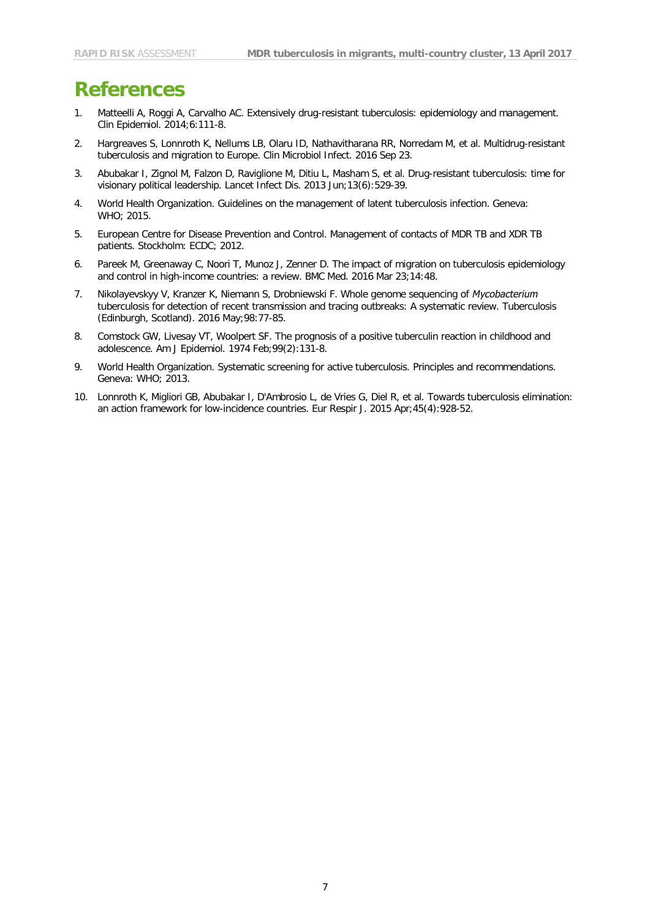# References

1. Matteelli A, Roggi A, Carvalho AC. Extensively drug-resistant tuberculosis: epidemiology and management. Clin Epidemiol. 2014;6:111-8.
2. Hargreaves S, Lonnroth K, Nellums LB, Olaru ID, Nathavitharana RR, Norredam M, et al. Multidrug-resistant tuberculosis and migration to Europe. Clin Microbiol Infect. 2016 Sep 23.
3. Abubakar I, Zignol M, Falzon D, Raviglione M, Ditiu L, Masham S, et al. Drug-resistant tuberculosis: time for visionary political leadership. Lancet Infect Dis. 2013 Jun;13(6):529-39.
4. World Health Organization. Guidelines on the management of latent tuberculosis infection. Geneva: WHO; 2015.
5. European Centre for Disease Prevention and Control. Management of contacts of MDR TB and XDR TB patients. Stockholm: ECDC; 2012.
6. Pareek M, Greenaway C, Noori T, Munoz J, Zenner D. The impact of migration on tuberculosis epidemiology and control in high-income countries: a review. BMC Med. 2016 Mar 23;14:48.
7. Nikolayevskyy V, Kranzer K, Niemann S, Drobniewski F. Whole genome sequencing of *Mycobacterium* tuberculosis for detection of recent transmission and tracing outbreaks: A systematic review. Tuberculosis (Edinburgh, Scotland). 2016 May;98:77-85.
8. Comstock GW, Livesay VT, Woolpert SF. The prognosis of a positive tuberculin reaction in childhood and adolescence. Am J Epidemiol. 1974 Feb;99(2):131-8.
9. World Health Organization. Systematic screening for active tuberculosis. Principles and recommendations. Geneva: WHO; 2013.
10. Lonnroth K, Migliori GB, Abubakar I, D'Ambrosio L, de Vries G, Diel R, et al. Towards tuberculosis elimination: an action framework for low-incidence countries. Eur Respir J. 2015 Apr;45(4):928-52.